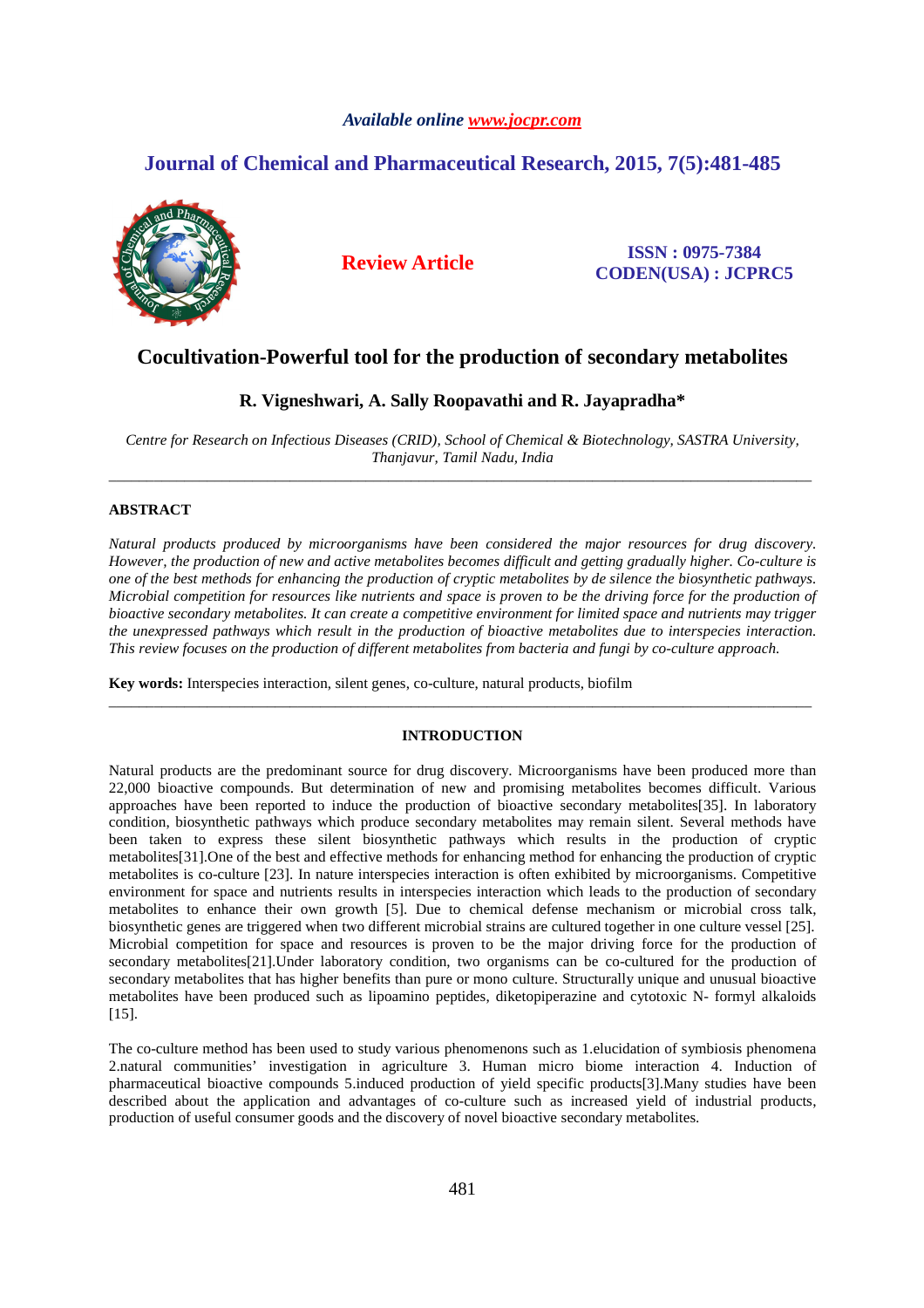*Available online www.jocpr.com*

## Journal of Chemical and Pharmaceutical Research, 2015, 7(5):481-485

**Review Article**

**ISSN : 0975-7384**
**CODEN(USA) : JCPRC5**

# Cocultivation-Powerful tool for the production of secondary metabolites

**R. Vigneshwari, A. Sally Roopavathi and R. Jayapradha***

*Centre for Research on Infectious Diseases (CRID), School of Chemical & Biotechnology, SASTRA University, Thanjavur, Tamil Nadu, India*

---

## ABSTRACT

*Natural products produced by microorganisms have been considered the major resources for drug discovery. However, the production of new and active metabolites becomes difficult and getting gradually higher. Co-culture is one of the best methods for enhancing the production of cryptic metabolites by de silence the biosynthetic pathways. Microbial competition for resources like nutrients and space is proven to be the driving force for the production of bioactive secondary metabolites. It can create a competitive environment for limited space and nutrients may trigger the unexpressed pathways which result in the production of bioactive metabolites due to interspecies interaction. This review focuses on the production of different metabolites from bacteria and fungi by co-culture approach.*

**Key words:** Interspecies interaction, silent genes, co-culture, natural products, biofilm

---

## INTRODUCTION

Natural products are the predominant source for drug discovery. Microorganisms have been produced more than 22,000 bioactive compounds. But determination of new and promising metabolites becomes difficult. Various approaches have been reported to induce the production of bioactive secondary metabolites[35]. In laboratory condition, biosynthetic pathways which produce secondary metabolites may remain silent. Several methods have been taken to express these silent biosynthetic pathways which results in the production of cryptic metabolites[31].One of the best and effective methods for enhancing method for enhancing the production of cryptic metabolites is co-culture [23]. In nature interspecies interaction is often exhibited by microorganisms. Competitive environment for space and nutrients results in interspecies interaction which leads to the production of secondary metabolites to enhance their own growth [5]. Due to chemical defense mechanism or microbial cross talk, biosynthetic genes are triggered when two different microbial strains are cultured together in one culture vessel [25]. Microbial competition for space and resources is proven to be the major driving force for the production of secondary metabolites[21].Under laboratory condition, two organisms can be co-cultured for the production of secondary metabolites that has higher benefits than pure or mono culture. Structurally unique and unusual bioactive metabolites have been produced such as lipoamino peptides, diketopiperazine and cytotoxic N- formyl alkaloids [15].

The co-culture method has been used to study various phenomenons such as 1.elucidation of symbiosis phenomena 2.natural communities' investigation in agriculture 3. Human micro biome interaction 4. Induction of pharmaceutical bioactive compounds 5.induced production of yield specific products[3].Many studies have been described about the application and advantages of co-culture such as increased yield of industrial products, production of useful consumer goods and the discovery of novel bioactive secondary metabolites.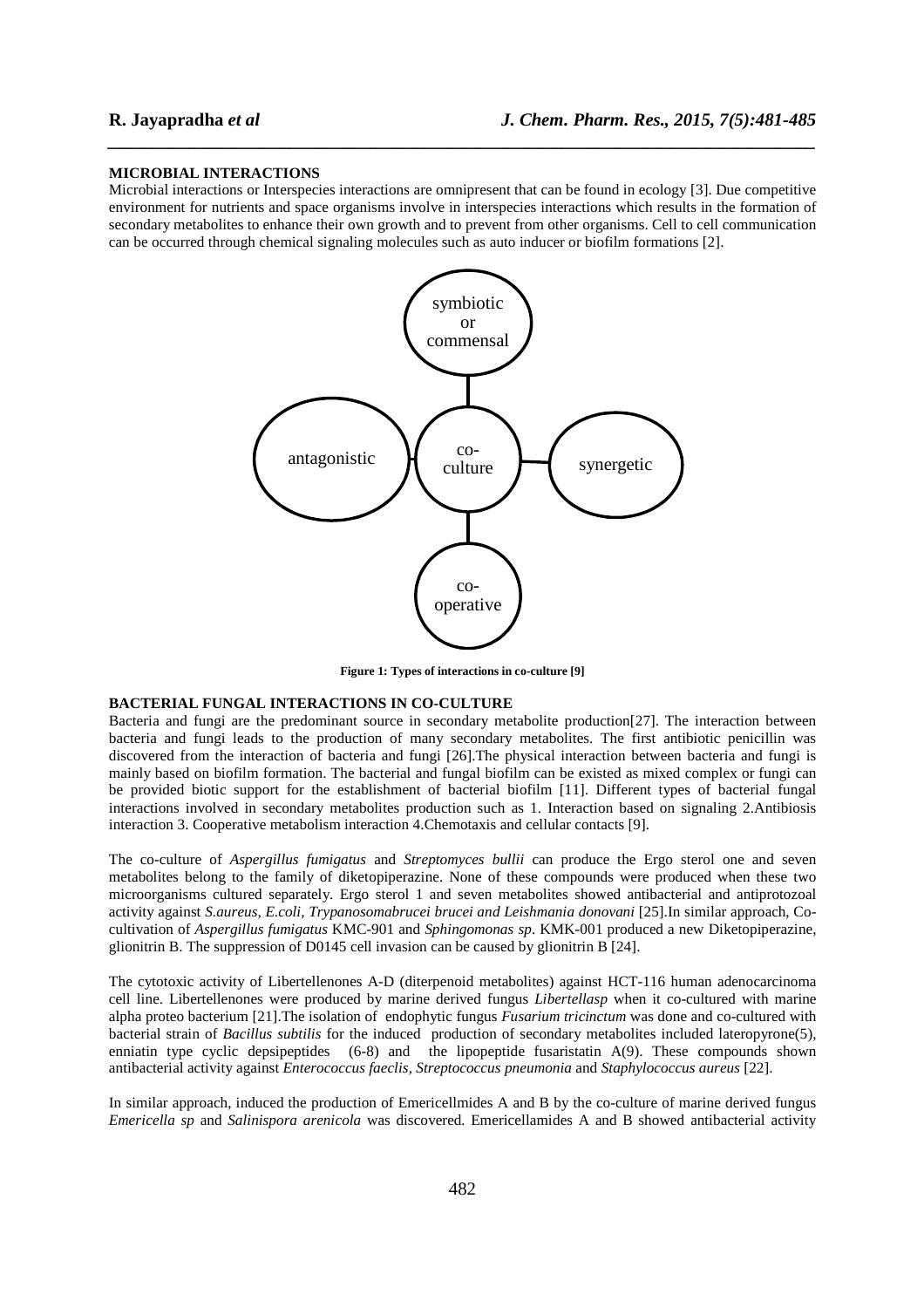**MICROBIAL INTERACTIONS**

Microbial interactions or Interspecies interactions are omnipresent that can be found in ecology [3]. Due competitive environment for nutrients and space organisms involve in interspecies interactions which results in the formation of secondary metabolites to enhance their own growth and to prevent from other organisms. Cell to cell communication can be occurred through chemical signaling molecules such as auto inducer or biofilm formations [2].

symbiotic or commensal

antagonistic

co-culture

synergetic

co-operative

**Figure 1: Types of interactions in co-culture [9]**

**BACTERIAL FUNGAL INTERACTIONS IN CO-CULTURE**

Bacteria and fungi are the predominant source in secondary metabolite production[27]. The interaction between bacteria and fungi leads to the production of many secondary metabolites. The first antibiotic penicillin was discovered from the interaction of bacteria and fungi [26].The physical interaction between bacteria and fungi is mainly based on biofilm formation. The bacterial and fungal biofilm can be existed as mixed complex or fungi can be provided biotic support for the establishment of bacterial biofilm [11]. Different types of bacterial fungal interactions involved in secondary metabolites production such as 1. Interaction based on signaling 2.Antibiosis interaction 3. Cooperative metabolism interaction 4.Chemotaxis and cellular contacts [9].

The co-culture of *Aspergillus fumigatus* and *Streptomyces bullii* can produce the Ergo sterol one and seven metabolites belong to the family of diketopiperazine. None of these compounds were produced when these two microorganisms cultured separately. Ergo sterol 1 and seven metabolites showed antibacterial and antiprotozoal activity against *S.aureus, E.coli, Trypanosomabrucei brucei and Leishmania donovani* [25].In similar approach, Co-cultivation of *Aspergillus fumigatus* KMC-901 and *Sphingomonas sp*. KMK-001 produced a new Diketopiperazine, glionitrin B. The suppression of D0145 cell invasion can be caused by glionitrin B [24].

The cytotoxic activity of Libertellenones A-D (diterpenoid metabolites) against HCT-116 human adenocarcinoma cell line. Libertellenones were produced by marine derived fungus *Libertellasp* when it co-cultured with marine alpha proteo bacterium [21].The isolation of endophytic fungus *Fusarium tricinctum* was done and co-cultured with bacterial strain of *Bacillus subtilis* for the induced production of secondary metabolites included lateropyrone(5), enniatin type cyclic depsipeptides (6-8) and the lipopeptide fusaristatin A(9). These compounds shown antibacterial activity against *Enterococcus faeclis, Streptococcus pneumonia* and *Staphylococcus aureus* [22].

In similar approach, induced the production of Emericellmides A and B by the co-culture of marine derived fungus *Emericella sp* and *Salinispora arenicola* was discovered. Emericellamides A and B showed antibacterial activity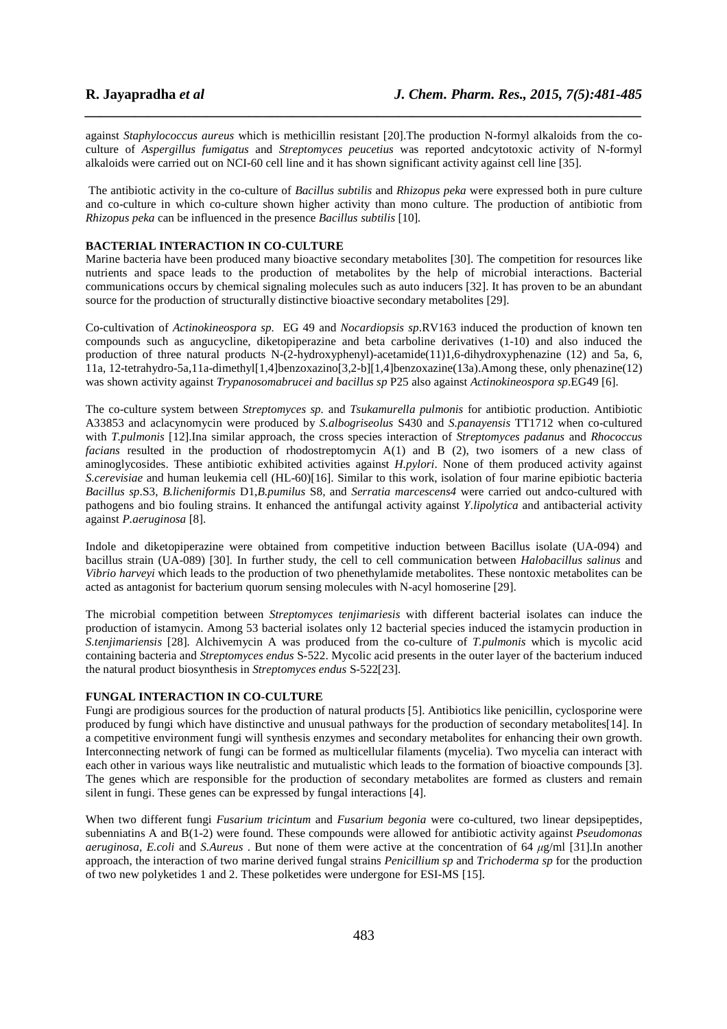against *Staphylococcus aureus* which is methicillin resistant [20].The production N-formyl alkaloids from the co-culture of *Aspergillus fumigatus* and *Streptomyces peucetius* was reported andcytotoxic activity of N-formyl alkaloids were carried out on NCI-60 cell line and it has shown significant activity against cell line [35].

The antibiotic activity in the co-culture of *Bacillus subtilis* and *Rhizopus peka* were expressed both in pure culture and co-culture in which co-culture shown higher activity than mono culture. The production of antibiotic from *Rhizopus peka* can be influenced in the presence *Bacillus subtilis* [10].

## BACTERIAL INTERACTION IN CO-CULTURE

Marine bacteria have been produced many bioactive secondary metabolites [30]. The competition for resources like nutrients and space leads to the production of metabolites by the help of microbial interactions. Bacterial communications occurs by chemical signaling molecules such as auto inducers [32]. It has proven to be an abundant source for the production of structurally distinctive bioactive secondary metabolites [29].

Co-cultivation of *Actinokineospora sp.* EG 49 and *Nocardiopsis sp*.RV163 induced the production of known ten compounds such as angucycline, diketopiperazine and beta carboline derivatives (1-10) and also induced the production of three natural products N-(2-hydroxyphenyl)-acetamide(11)1,6-dihydroxyphenazine (12) and 5a, 6, 11a, 12-tetrahydro-5a,11a-dimethyl[1,4]benzoxazino[3,2-b][1,4]benzoxazine(13a).Among these, only phenazine(12) was shown activity against *Trypanosomabrucei and bacillus sp* P25 also against *Actinokineospora sp*.EG49 [6].

The co-culture system between *Streptomyces sp.* and *Tsukamurella pulmonis* for antibiotic production. Antibiotic A33853 and aclacynomycin were produced by *S.albogriseolus* S430 and *S.panayensis* TT1712 when co-cultured with *T.pulmonis* [12].Ina similar approach, the cross species interaction of *Streptomyces padanus* and *Rhococcus facians* resulted in the production of rhodostreptomycin A(1) and B (2), two isomers of a new class of aminoglycosides. These antibiotic exhibited activities against *H.pylori*. None of them produced activity against *S.cerevisiae* and human leukemia cell (HL-60)[16]. Similar to this work, isolation of four marine epibiotic bacteria *Bacillus sp*.S3, *B.licheniformis* D1,*B.pumilus* S8, and *Serratia marcescens4* were carried out andco-cultured with pathogens and bio fouling strains. It enhanced the antifungal activity against *Y.lipolytica* and antibacterial activity against *P.aeruginosa* [8].

Indole and diketopiperazine were obtained from competitive induction between Bacillus isolate (UA-094) and bacillus strain (UA-089) [30]. In further study, the cell to cell communication between *Halobacillus salinus* and *Vibrio harveyi* which leads to the production of two phenethylamide metabolites. These nontoxic metabolites can be acted as antagonist for bacterium quorum sensing molecules with N-acyl homoserine [29].

The microbial competition between *Streptomyces tenjimariesis* with different bacterial isolates can induce the production of istamycin. Among 53 bacterial isolates only 12 bacterial species induced the istamycin production in *S.tenjimariensis* [28]. Alchivemycin A was produced from the co-culture of *T.pulmonis* which is mycolic acid containing bacteria and *Streptomyces endus* S-522. Mycolic acid presents in the outer layer of the bacterium induced the natural product biosynthesis in *Streptomyces endus* S-522[23].

## FUNGAL INTERACTION IN CO-CULTURE

Fungi are prodigious sources for the production of natural products [5]. Antibiotics like penicillin, cyclosporine were produced by fungi which have distinctive and unusual pathways for the production of secondary metabolites[14]. In a competitive environment fungi will synthesis enzymes and secondary metabolites for enhancing their own growth. Interconnecting network of fungi can be formed as multicellular filaments (mycelia). Two mycelia can interact with each other in various ways like neutralistic and mutualistic which leads to the formation of bioactive compounds [3]. The genes which are responsible for the production of secondary metabolites are formed as clusters and remain silent in fungi. These genes can be expressed by fungal interactions [4].

When two different fungi *Fusarium tricintum* and *Fusarium begonia* were co-cultured, two linear depsipeptides, subenniatins A and B(1-2) were found. These compounds were allowed for antibiotic activity against *Pseudomonas aeruginosa, E.coli* and *S.Aureus* . But none of them were active at the concentration of 64 $\mu$g/ml [31].In another approach, the interaction of two marine derived fungal strains *Penicillium sp* and *Trichoderma sp* for the production of two new polyketides 1 and 2. These polketides were undergone for ESI-MS [15].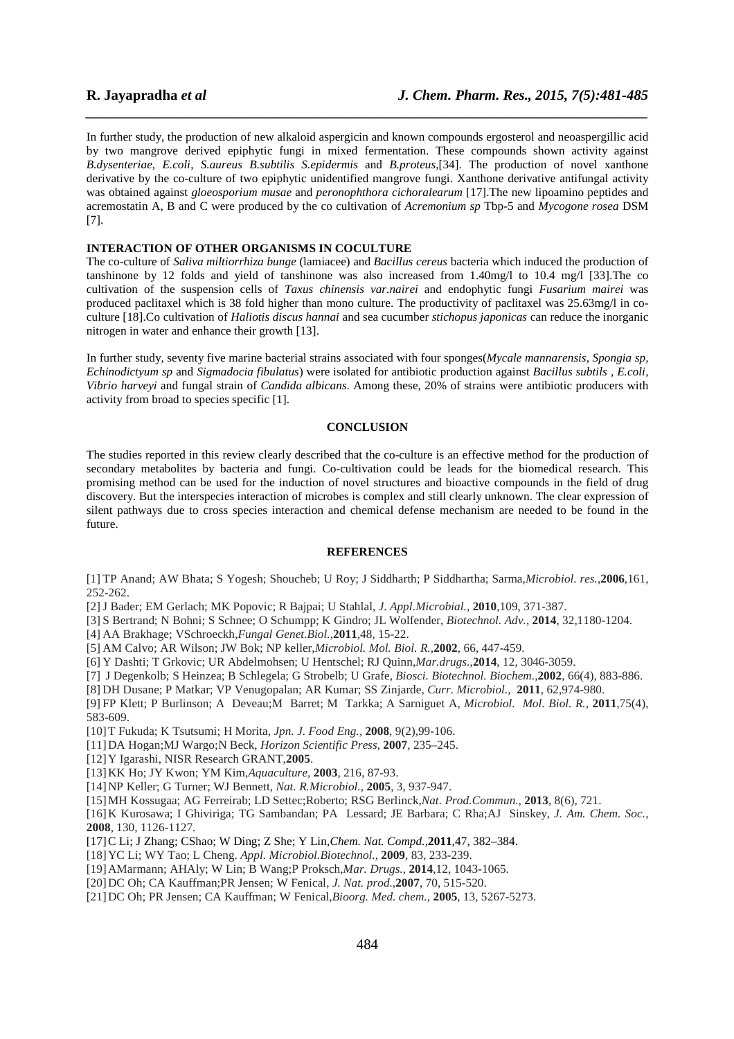In further study, the production of new alkaloid aspergicin and known compounds ergosterol and neoaspergillic acid by two mangrove derived epiphytic fungi in mixed fermentation. These compounds shown activity against *B.dysenteriae, E.coli, S.aureus B.subtilis S.epidermis* and *B.proteus*,[34]. The production of novel xanthone derivative by the co-culture of two epiphytic unidentified mangrove fungi. Xanthone derivative antifungal activity was obtained against *gloeosporium musae* and *peronophthora cichoralearum* [17].The new lipoamino peptides and acremostatin A, B and C were produced by the co cultivation of *Acremonium sp* Tbp-5 and *Mycogone rosea* DSM [7].

## INTERACTION OF OTHER ORGANISMS IN COCULTURE

The co-culture of *Saliva miltiorrhiza bunge* (lamiacee) and *Bacillus cereus* bacteria which induced the production of tanshinone by 12 folds and yield of tanshinone was also increased from 1.40mg/l to 10.4 mg/l [33].The co cultivation of the suspension cells of *Taxus chinensis var.nairei* and endophytic fungi *Fusarium mairei* was produced paclitaxel which is 38 fold higher than mono culture. The productivity of paclitaxel was 25.63mg/l in co-culture [18].Co cultivation of *Haliotis discus hannai* and sea cucumber *stichopus japonicas* can reduce the inorganic nitrogen in water and enhance their growth [13].

In further study, seventy five marine bacterial strains associated with four sponges(*Mycale mannarensis, Spongia sp, Echinodictyum sp* and *Sigmadocia fibulatus*) were isolated for antibiotic production against *Bacillus subtils , E.coli, Vibrio harveyi* and fungal strain of *Candida albicans*. Among these, 20% of strains were antibiotic producers with activity from broad to species specific [1].

## CONCLUSION

The studies reported in this review clearly described that the co-culture is an effective method for the production of secondary metabolites by bacteria and fungi. Co-cultivation could be leads for the biomedical research. This promising method can be used for the induction of novel structures and bioactive compounds in the field of drug discovery. But the interspecies interaction of microbes is complex and still clearly unknown. The clear expression of silent pathways due to cross species interaction and chemical defense mechanism are needed to be found in the future.

## REFERENCES

[1] TP Anand; AW Bhata; S Yogesh; Shoucheb; U Roy; J Siddharth; P Siddhartha; Sarma,*Microbiol. res.*,**2006**,161, 252-262.

[2] J Bader; EM Gerlach; MK Popovic; R Bajpai; U Stahlal, *J. Appl.Microbial.*, **2010**,109, 371-387.

[3] S Bertrand; N Bohni; S Schnee; O Schumpp; K Gindro; JL Wolfender, *Biotechnol. Adv.,* **2014**, 32,1180-1204.

[4] AA Brakhage; VSchroeckh,*Fungal Genet.Biol.*,**2011**,48, 15-22.

[5] AM Calvo; AR Wilson; JW Bok; NP keller,*Microbiol. Mol. Biol. R.*,**2002**, 66, 447-459.

[6] Y Dashti; T Grkovic; UR Abdelmohsen; U Hentschel; RJ Quinn,*Mar.drugs.*,**2014**, 12, 3046-3059.

[7] J Degenkolb; S Heinzea; B Schlegela; G Strobelb; U Grafe, *Biosci. Biotechnol. Biochem*.,**2002**, 66(4), 883-886.

[8] DH Dusane; P Matkar; VP Venugopalan; AR Kumar; SS Zinjarde, *Curr. Microbiol.,* **2011**, 62,974-980.

[9] FP Klett; P Burlinson; A Deveau;M Barret; M Tarkka; A Sarniguet A, *Microbiol. Mol. Biol. R.*, **2011**,75(4), 583-609.

[10] T Fukuda; K Tsutsumi; H Morita, *Jpn. J. Food Eng.*, **2008**, 9(2),99-106.

[11] DA Hogan;MJ Wargo;N Beck, *Horizon Scientific Press*, **2007**, 235–245.

[12] Y Igarashi, NISR Research GRANT,**2005**.

[13] KK Ho; JY Kwon; YM Kim,*Aquaculture*, **2003**, 216, 87-93.

[14] NP Keller; G Turner; WJ Bennett, *Nat. R.Microbiol.*, **2005**, 3, 937-947.

[15] MH Kossugaa; AG Ferreirab; LD Settec;Roberto; RSG Berlinck,*Nat. Prod.Commun.,* **2013**, 8(6), 721.

[16] K Kurosawa; I Ghiviriga; TG Sambandan; PA Lessard; JE Barbara; C Rha;AJ Sinskey, *J. Am. Chem. Soc.*, **2008**, 130, 1126-1127.

[17] C Li; J Zhang; CShao; W Ding; Z She; Y Lin,*Chem. Nat. Compd.*,**2011**,47, 382–384.

[18] YC Li; WY Tao; L Cheng. *Appl. Microbiol.Biotechnol.*, **2009**, 83, 233-239.

[19] AMarmann; AHAly; W Lin; B Wang;P Proksch,*Mar. Drugs.*, **2014**,12, 1043-1065.

[20] DC Oh; CA Kauffman;PR Jensen; W Fenical, *J. Nat. prod.*,**2007**, 70, 515-520.

[21] DC Oh; PR Jensen; CA Kauffman; W Fenical,*Bioorg. Med. chem.,* **2005**, 13, 5267-5273.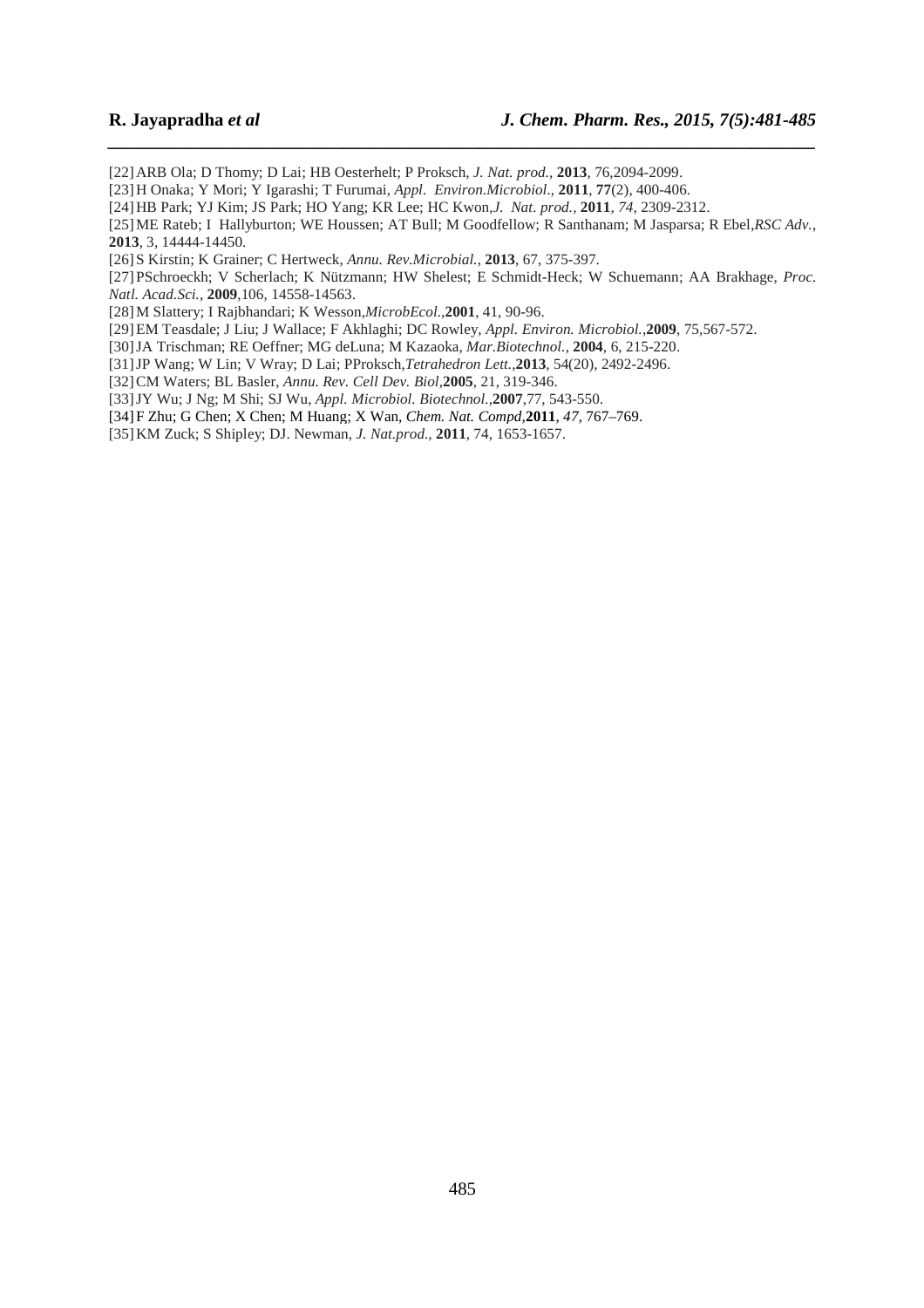[22] ARB Ola; D Thomy; D Lai; HB Oesterhelt; P Proksch, *J. Nat. prod.*, **2013**, 76,2094-2099.

[23] H Onaka; Y Mori; Y Igarashi; T Furumai, *Appl. Environ.Microbiol.*, **2011**, **77**(2), 400-406.

[24] HB Park; YJ Kim; JS Park; HO Yang; KR Lee; HC Kwon,*J. Nat. prod.*, **2011**, *74*, 2309-2312.

[25] ME Rateb; I Hallyburton; WE Houssen; AT Bull; M Goodfellow; R Santhanam; M Jasparsa; R Ebel,*RSC Adv.*, **2013**, 3, 14444-14450.

[26] S Kirstin; K Grainer; C Hertweck, *Annu. Rev.Microbial.*, **2013**, 67, 375-397.

[27] PSchroeckh; V Scherlach; K Nützmann; HW Shelest; E Schmidt-Heck; W Schuemann; AA Brakhage, *Proc. Natl. Acad.Sci.*, **2009**,106, 14558-14563.

[28] M Slattery; I Rajbhandari; K Wesson,*MicrobEcol.*,**2001**, 41, 90-96.

[29] EM Teasdale; J Liu; J Wallace; F Akhlaghi; DC Rowley, *Appl. Environ. Microbiol.*,**2009**, 75,567-572.

[30] JA Trischman; RE Oeffner; MG deLuna; M Kazaoka, *Mar.Biotechnol.*, **2004**, 6, 215-220.

[31] JP Wang; W Lin; V Wray; D Lai; PProksch,*Tetrahedron Lett.*,**2013**, 54(20), 2492-2496.

[32] CM Waters; BL Basler, *Annu. Rev. Cell Dev. Biol*,**2005**, 21, 319-346.

[33] JY Wu; J Ng; M Shi; SJ Wu, *Appl. Microbiol. Biotechnol.*,**2007**,77, 543-550.

[34] F Zhu; G Chen; X Chen; M Huang; X Wan, *Chem. Nat. Compd*,**2011**, *47*, 767–769.

[35] KM Zuck; S Shipley; DJ. Newman, *J. Nat.prod.*, **2011**, 74, 1653-1657.